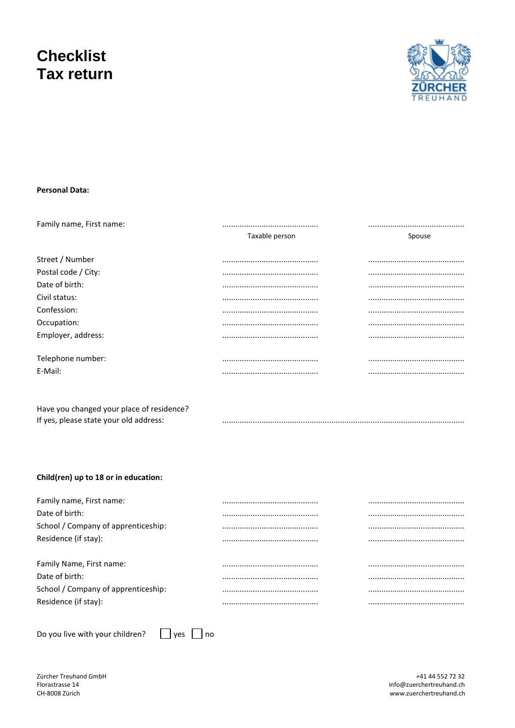# Checklist
# Tax return

**Personal Data:**

| | Taxable person | Spouse |
|---|---|---|
| Family name, First name: | ............................................ | ............................................ |
| Street / Number | ............................................ | ............................................ |
| Postal code / City: | ............................................ | ............................................ |
| Date of birth: | ............................................ | ............................................ |
| Civil status: | ............................................ | ............................................ |
| Confession: | ............................................ | ............................................ |
| Occupation: | ............................................ | ............................................ |
| Employer, address: | ............................................ | ............................................ |
| Telephone number: | ............................................ | ............................................ |
| E-Mail: | ............................................ | ............................................ |

Have you changed your place of residence?
If yes, please state your old address: ........................................................................................................

**Child(ren) up to 18 or in education:**

| | | |
|---|---|---|
| Family name, First name: | ............................................ | ............................................ |
| Date of birth: | ............................................ | ............................................ |
| School / Company of apprenticeship: | ............................................ | ............................................ |
| Residence (if stay): | ............................................ | ............................................ |
| Family Name, First name: | ............................................ | ............................................ |
| Date of birth: | ............................................ | ............................................ |
| School / Company of apprenticeship: | ............................................ | ............................................ |
| Residence (if stay): | ............................................ | ............................................ |

Do you live with your children? ☐ yes ☐ no

Zürcher Treuhand GmbH
Florastrasse 14
CH-8008 Zürich

+41 44 552 72 32
info@zuerchertreuhand.ch
www.zuerchertreuhand.ch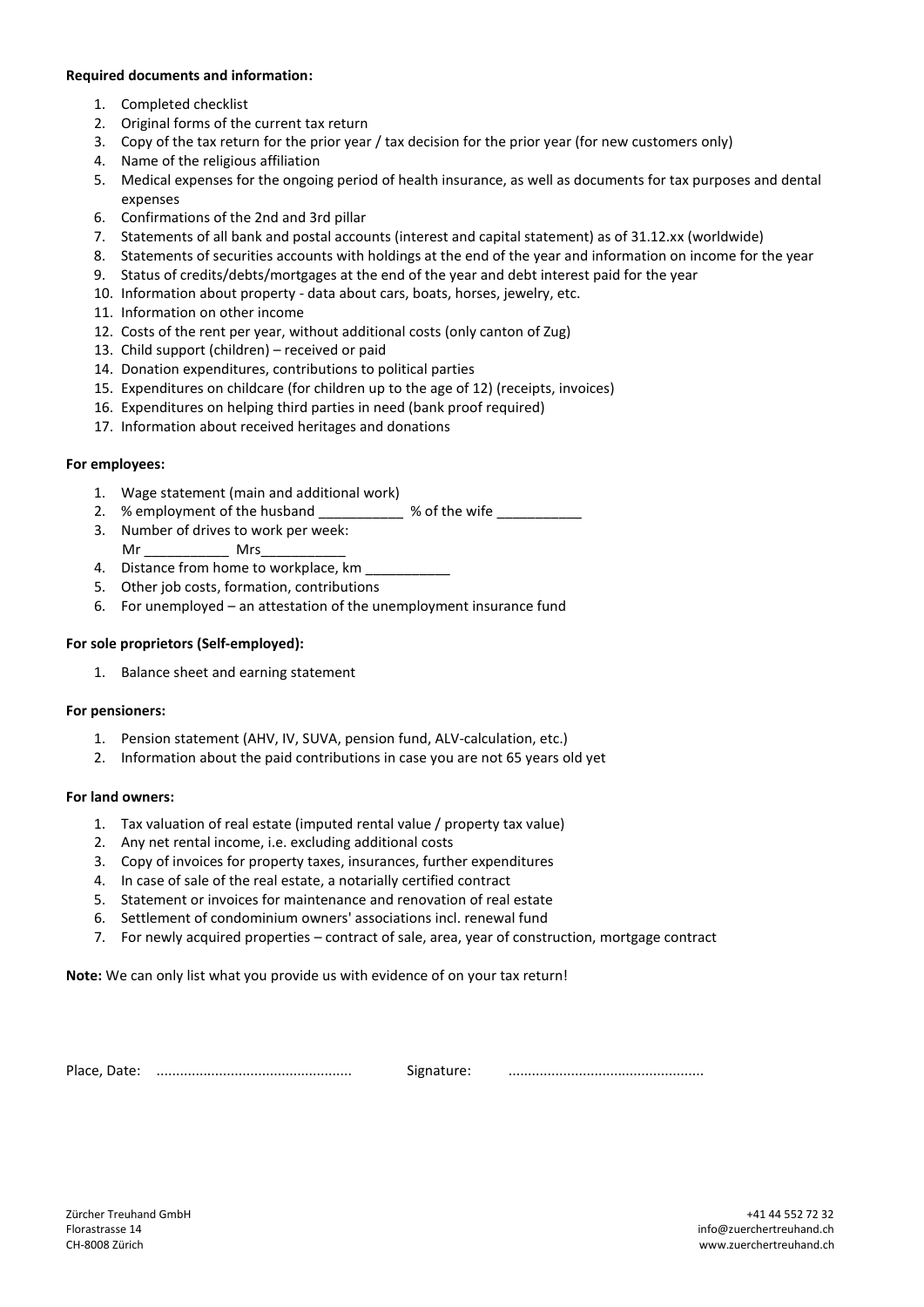**Required documents and information:**

1. Completed checklist
2. Original forms of the current tax return
3. Copy of the tax return for the prior year / tax decision for the prior year (for new customers only)
4. Name of the religious affiliation
5. Medical expenses for the ongoing period of health insurance, as well as documents for tax purposes and dental expenses
6. Confirmations of the 2nd and 3rd pillar
7. Statements of all bank and postal accounts (interest and capital statement) as of 31.12.xx (worldwide)
8. Statements of securities accounts with holdings at the end of the year and information on income for the year
9. Status of credits/debts/mortgages at the end of the year and debt interest paid for the year
10. Information about property - data about cars, boats, horses, jewelry, etc.
11. Information on other income
12. Costs of the rent per year, without additional costs (only canton of Zug)
13. Child support (children) – received or paid
14. Donation expenditures, contributions to political parties
15. Expenditures on childcare (for children up to the age of 12) (receipts, invoices)
16. Expenditures on helping third parties in need (bank proof required)
17. Information about received heritages and donations

**For employees:**

1. Wage statement (main and additional work)
2. % employment of the husband ___________ % of the wife ___________
3. Number of drives to work per week:
   Mr ___________ Mrs___________
4. Distance from home to workplace, km ___________
5. Other job costs, formation, contributions
6. For unemployed – an attestation of the unemployment insurance fund

**For sole proprietors (Self-employed):**

1. Balance sheet and earning statement

**For pensioners:**

1. Pension statement (AHV, IV, SUVA, pension fund, ALV-calculation, etc.)
2. Information about the paid contributions in case you are not 65 years old yet

**For land owners:**

1. Tax valuation of real estate (imputed rental value / property tax value)
2. Any net rental income, i.e. excluding additional costs
3. Copy of invoices for property taxes, insurances, further expenditures
4. In case of sale of the real estate, a notarially certified contract
5. Statement or invoices for maintenance and renovation of real estate
6. Settlement of condominium owners' associations incl. renewal fund
7. For newly acquired properties – contract of sale, area, year of construction, mortgage contract

**Note:** We can only list what you provide us with evidence of on your tax return!

Place, Date: ................................................. Signature: .................................................

Zürcher Treuhand GmbH
Florastrasse 14
CH-8008 Zürich

+41 44 552 72 32
info@zuerchertreuhand.ch
www.zuerchertreuhand.ch